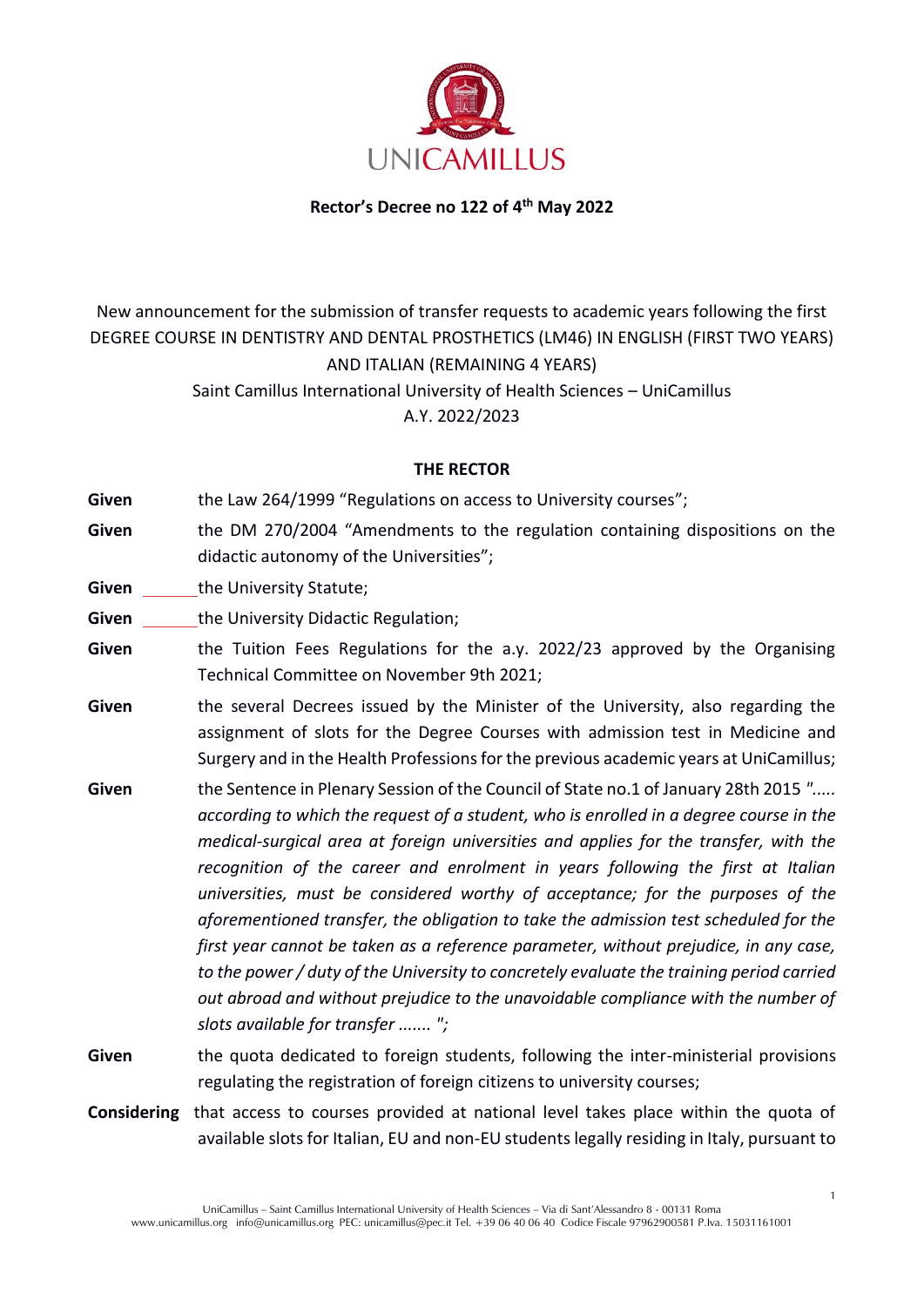**Rector's Decree no 122 of 4th May 2022**

New announcement for the submission of transfer requests to academic years following the first DEGREE COURSE IN DENTISTRY AND DENTAL PROSTHETICS (LM46) IN ENGLISH (FIRST TWO YEARS) AND ITALIAN (REMAINING 4 YEARS)
Saint Camillus International University of Health Sciences – UniCamillus
A.Y. 2022/2023

**THE RECTOR**

**Given** the Law 264/1999 "Regulations on access to University courses";

**Given** the DM 270/2004 "Amendments to the regulation containing dispositions on the didactic autonomy of the Universities";

**Given** the University Statute;

**Given** the University Didactic Regulation;

**Given** the Tuition Fees Regulations for the a.y. 2022/23 approved by the Organising Technical Committee on November 9th 2021;

**Given** the several Decrees issued by the Minister of the University, also regarding the assignment of slots for the Degree Courses with admission test in Medicine and Surgery and in the Health Professions for the previous academic years at UniCamillus;

**Given** the Sentence in Plenary Session of the Council of State no.1 of January 28th 2015 *"..... according to which the request of a student, who is enrolled in a degree course in the medical-surgical area at foreign universities and applies for the transfer, with the recognition of the career and enrolment in years following the first at Italian universities, must be considered worthy of acceptance; for the purposes of the aforementioned transfer, the obligation to take the admission test scheduled for the first year cannot be taken as a reference parameter, without prejudice, in any case, to the power / duty of the University to concretely evaluate the training period carried out abroad and without prejudice to the unavoidable compliance with the number of slots available for transfer ....... ";*

**Given** the quota dedicated to foreign students, following the inter-ministerial provisions regulating the registration of foreign citizens to university courses;

**Considering** that access to courses provided at national level takes place within the quota of available slots for Italian, EU and non-EU students legally residing in Italy, pursuant to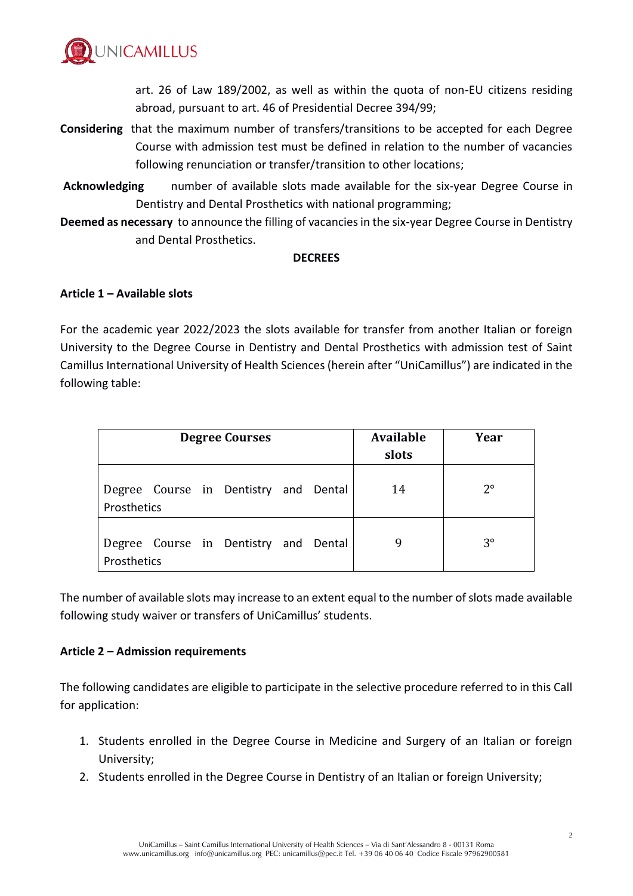art. 26 of Law 189/2002, as well as within the quota of non-EU citizens residing abroad, pursuant to art. 46 of Presidential Decree 394/99;

**Considering** that the maximum number of transfers/transitions to be accepted for each Degree Course with admission test must be defined in relation to the number of vacancies following renunciation or transfer/transition to other locations;

**Acknowledging** number of available slots made available for the six-year Degree Course in Dentistry and Dental Prosthetics with national programming;

**Deemed as necessary** to announce the filling of vacancies in the six-year Degree Course in Dentistry and Dental Prosthetics.

**DECREES**

**Article 1 – Available slots**

For the academic year 2022/2023 the slots available for transfer from another Italian or foreign University to the Degree Course in Dentistry and Dental Prosthetics with admission test of Saint Camillus International University of Health Sciences (herein after "UniCamillus") are indicated in the following table:

| Degree Courses | Available slots | Year |
|---|---|---|
| Degree Course in Dentistry and Dental Prosthetics | 14 | 2° |
| Degree Course in Dentistry and Dental Prosthetics | 9 | 3° |

The number of available slots may increase to an extent equal to the number of slots made available following study waiver or transfers of UniCamillus' students.

**Article 2 – Admission requirements**

The following candidates are eligible to participate in the selective procedure referred to in this Call for application:

1. Students enrolled in the Degree Course in Medicine and Surgery of an Italian or foreign University;
2. Students enrolled in the Degree Course in Dentistry of an Italian or foreign University;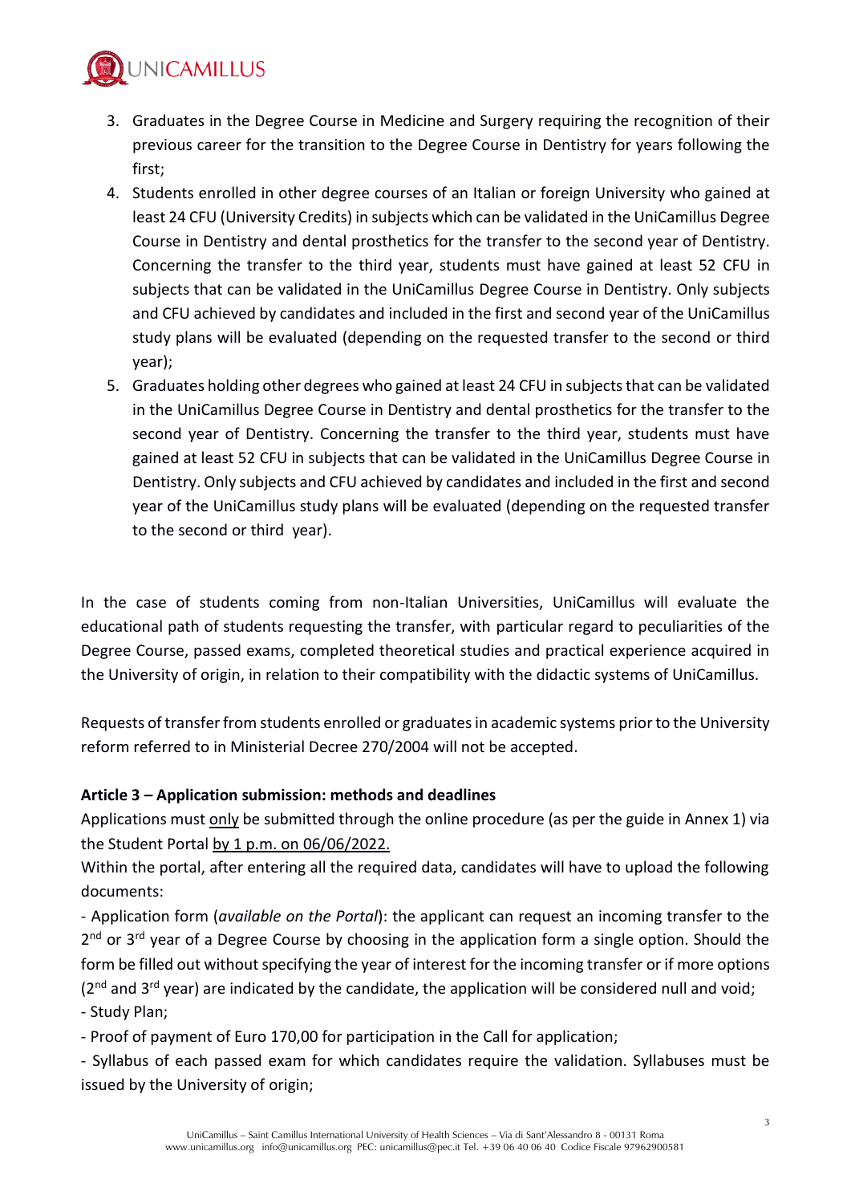3. Graduates in the Degree Course in Medicine and Surgery requiring the recognition of their previous career for the transition to the Degree Course in Dentistry for years following the first;
4. Students enrolled in other degree courses of an Italian or foreign University who gained at least 24 CFU (University Credits) in subjects which can be validated in the UniCamillus Degree Course in Dentistry and dental prosthetics for the transfer to the second year of Dentistry. Concerning the transfer to the third year, students must have gained at least 52 CFU in subjects that can be validated in the UniCamillus Degree Course in Dentistry. Only subjects and CFU achieved by candidates and included in the first and second year of the UniCamillus study plans will be evaluated (depending on the requested transfer to the second or third year);
5. Graduates holding other degrees who gained at least 24 CFU in subjects that can be validated in the UniCamillus Degree Course in Dentistry and dental prosthetics for the transfer to the second year of Dentistry. Concerning the transfer to the third year, students must have gained at least 52 CFU in subjects that can be validated in the UniCamillus Degree Course in Dentistry. Only subjects and CFU achieved by candidates and included in the first and second year of the UniCamillus study plans will be evaluated (depending on the requested transfer to the second or third year).

In the case of students coming from non-Italian Universities, UniCamillus will evaluate the educational path of students requesting the transfer, with particular regard to peculiarities of the Degree Course, passed exams, completed theoretical studies and practical experience acquired in the University of origin, in relation to their compatibility with the didactic systems of UniCamillus.

Requests of transfer from students enrolled or graduates in academic systems prior to the University reform referred to in Ministerial Decree 270/2004 will not be accepted.

**Article 3 – Application submission: methods and deadlines**

Applications must only be submitted through the online procedure (as per the guide in Annex 1) via the Student Portal by 1 p.m. on 06/06/2022.

Within the portal, after entering all the required data, candidates will have to upload the following documents:

- Application form (*available on the Portal*): the applicant can request an incoming transfer to the 2nd or 3rd year of a Degree Course by choosing in the application form a single option. Should the form be filled out without specifying the year of interest for the incoming transfer or if more options (2nd and 3rd year) are indicated by the candidate, the application will be considered null and void;
- Study Plan;
- Proof of payment of Euro 170,00 for participation in the Call for application;
- Syllabus of each passed exam for which candidates require the validation. Syllabuses must be issued by the University of origin;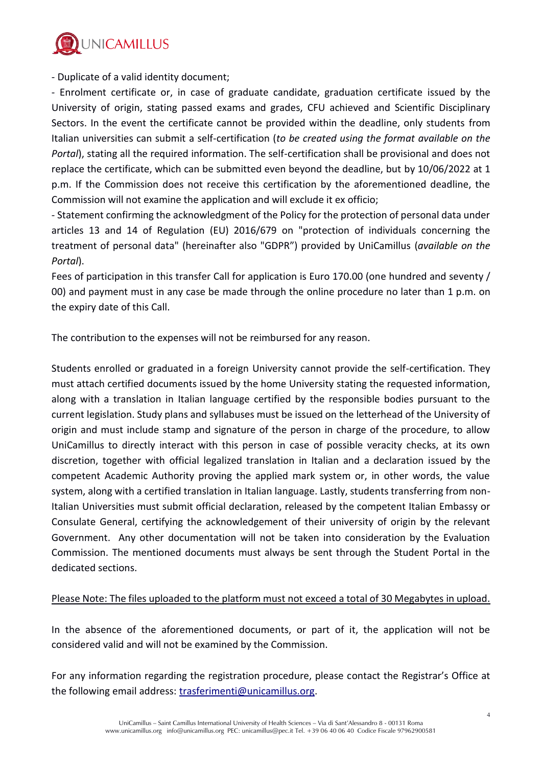- Duplicate of a valid identity document;

- Enrolment certificate or, in case of graduate candidate, graduation certificate issued by the University of origin, stating passed exams and grades, CFU achieved and Scientific Disciplinary Sectors. In the event the certificate cannot be provided within the deadline, only students from Italian universities can submit a self-certification (*to be created using the format available on the Portal*), stating all the required information. The self-certification shall be provisional and does not replace the certificate, which can be submitted even beyond the deadline, but by 10/06/2022 at 1 p.m. If the Commission does not receive this certification by the aforementioned deadline, the Commission will not examine the application and will exclude it ex officio;

- Statement confirming the acknowledgment of the Policy for the protection of personal data under articles 13 and 14 of Regulation (EU) 2016/679 on "protection of individuals concerning the treatment of personal data" (hereinafter also "GDPR") provided by UniCamillus (*available on the Portal*).

Fees of participation in this transfer Call for application is Euro 170.00 (one hundred and seventy / 00) and payment must in any case be made through the online procedure no later than 1 p.m. on the expiry date of this Call.

The contribution to the expenses will not be reimbursed for any reason.

Students enrolled or graduated in a foreign University cannot provide the self-certification. They must attach certified documents issued by the home University stating the requested information, along with a translation in Italian language certified by the responsible bodies pursuant to the current legislation. Study plans and syllabuses must be issued on the letterhead of the University of origin and must include stamp and signature of the person in charge of the procedure, to allow UniCamillus to directly interact with this person in case of possible veracity checks, at its own discretion, together with official legalized translation in Italian and a declaration issued by the competent Academic Authority proving the applied mark system or, in other words, the value system, along with a certified translation in Italian language. Lastly, students transferring from non-Italian Universities must submit official declaration, released by the competent Italian Embassy or Consulate General, certifying the acknowledgement of their university of origin by the relevant Government. Any other documentation will not be taken into consideration by the Evaluation Commission. The mentioned documents must always be sent through the Student Portal in the dedicated sections.

<u>Please Note: The files uploaded to the platform must not exceed a total of 30 Megabytes in upload.</u>

In the absence of the aforementioned documents, or part of it, the application will not be considered valid and will not be examined by the Commission.

For any information regarding the registration procedure, please contact the Registrar's Office at the following email address: trasferimenti@unicamillus.org.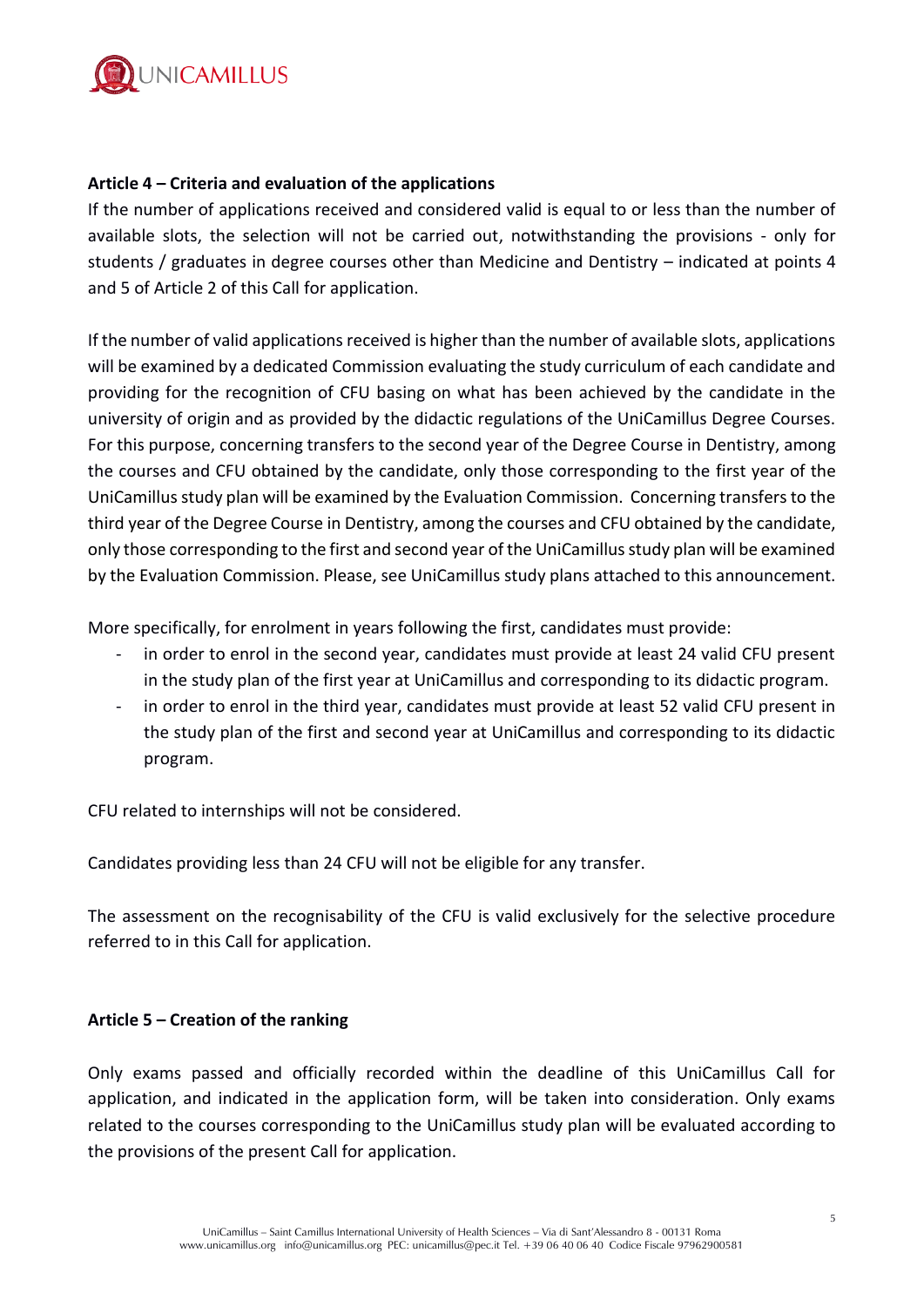**Article 4 – Criteria and evaluation of the applications**

If the number of applications received and considered valid is equal to or less than the number of available slots, the selection will not be carried out, notwithstanding the provisions - only for students / graduates in degree courses other than Medicine and Dentistry – indicated at points 4 and 5 of Article 2 of this Call for application.

If the number of valid applications received is higher than the number of available slots, applications will be examined by a dedicated Commission evaluating the study curriculum of each candidate and providing for the recognition of CFU basing on what has been achieved by the candidate in the university of origin and as provided by the didactic regulations of the UniCamillus Degree Courses. For this purpose, concerning transfers to the second year of the Degree Course in Dentistry, among the courses and CFU obtained by the candidate, only those corresponding to the first year of the UniCamillus study plan will be examined by the Evaluation Commission. Concerning transfers to the third year of the Degree Course in Dentistry, among the courses and CFU obtained by the candidate, only those corresponding to the first and second year of the UniCamillus study plan will be examined by the Evaluation Commission. Please, see UniCamillus study plans attached to this announcement.

More specifically, for enrolment in years following the first, candidates must provide:

- in order to enrol in the second year, candidates must provide at least 24 valid CFU present in the study plan of the first year at UniCamillus and corresponding to its didactic program.
- in order to enrol in the third year, candidates must provide at least 52 valid CFU present in the study plan of the first and second year at UniCamillus and corresponding to its didactic program.

CFU related to internships will not be considered.

Candidates providing less than 24 CFU will not be eligible for any transfer.

The assessment on the recognisability of the CFU is valid exclusively for the selective procedure referred to in this Call for application.

**Article 5 – Creation of the ranking**

Only exams passed and officially recorded within the deadline of this UniCamillus Call for application, and indicated in the application form, will be taken into consideration. Only exams related to the courses corresponding to the UniCamillus study plan will be evaluated according to the provisions of the present Call for application.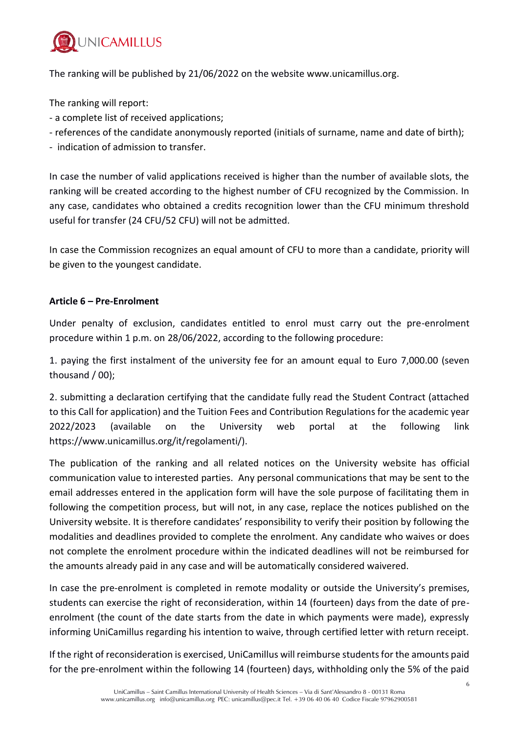The ranking will be published by 21/06/2022 on the website www.unicamillus.org.

The ranking will report:

- a complete list of received applications;
- references of the candidate anonymously reported (initials of surname, name and date of birth);
- indication of admission to transfer.

In case the number of valid applications received is higher than the number of available slots, the ranking will be created according to the highest number of CFU recognized by the Commission. In any case, candidates who obtained a credits recognition lower than the CFU minimum threshold useful for transfer (24 CFU/52 CFU) will not be admitted.

In case the Commission recognizes an equal amount of CFU to more than a candidate, priority will be given to the youngest candidate.

**Article 6 – Pre-Enrolment**

Under penalty of exclusion, candidates entitled to enrol must carry out the pre-enrolment procedure within 1 p.m. on 28/06/2022, according to the following procedure:

1. paying the first instalment of the university fee for an amount equal to Euro 7,000.00 (seven thousand / 00);

2. submitting a declaration certifying that the candidate fully read the Student Contract (attached to this Call for application) and the Tuition Fees and Contribution Regulations for the academic year 2022/2023 (available on the University web portal at the following link https://www.unicamillus.org/it/regolamenti/).

The publication of the ranking and all related notices on the University website has official communication value to interested parties. Any personal communications that may be sent to the email addresses entered in the application form will have the sole purpose of facilitating them in following the competition process, but will not, in any case, replace the notices published on the University website. It is therefore candidates' responsibility to verify their position by following the modalities and deadlines provided to complete the enrolment. Any candidate who waives or does not complete the enrolment procedure within the indicated deadlines will not be reimbursed for the amounts already paid in any case and will be automatically considered waivered.

In case the pre-enrolment is completed in remote modality or outside the University's premises, students can exercise the right of reconsideration, within 14 (fourteen) days from the date of pre-enrolment (the count of the date starts from the date in which payments were made), expressly informing UniCamillus regarding his intention to waive, through certified letter with return receipt.

If the right of reconsideration is exercised, UniCamillus will reimburse students for the amounts paid for the pre-enrolment within the following 14 (fourteen) days, withholding only the 5% of the paid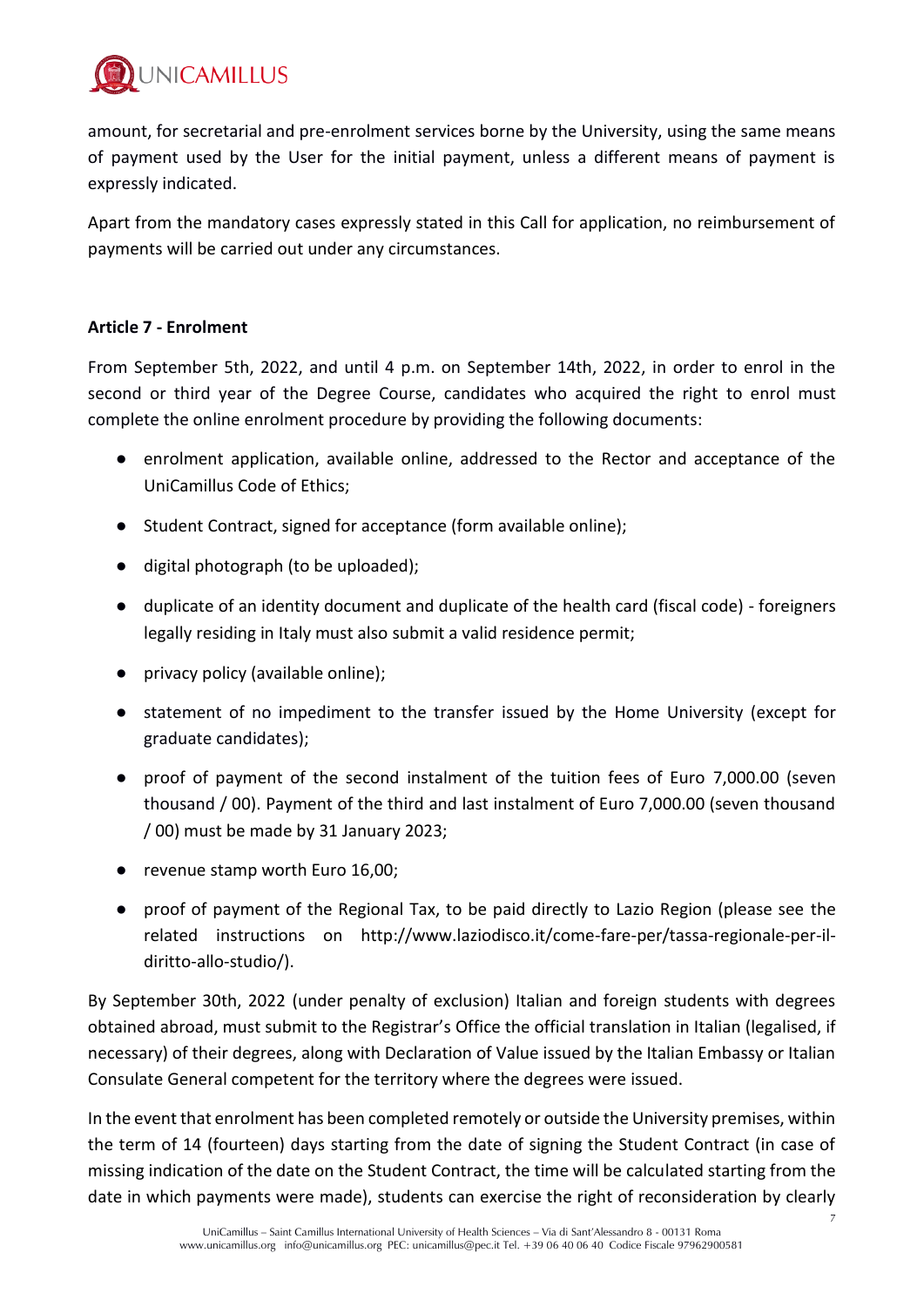amount, for secretarial and pre-enrolment services borne by the University, using the same means of payment used by the User for the initial payment, unless a different means of payment is expressly indicated.

Apart from the mandatory cases expressly stated in this Call for application, no reimbursement of payments will be carried out under any circumstances.

**Article 7 - Enrolment**

From September 5th, 2022, and until 4 p.m. on September 14th, 2022, in order to enrol in the second or third year of the Degree Course, candidates who acquired the right to enrol must complete the online enrolment procedure by providing the following documents:

- enrolment application, available online, addressed to the Rector and acceptance of the UniCamillus Code of Ethics;
- Student Contract, signed for acceptance (form available online);
- digital photograph (to be uploaded);
- duplicate of an identity document and duplicate of the health card (fiscal code) - foreigners legally residing in Italy must also submit a valid residence permit;
- privacy policy (available online);
- statement of no impediment to the transfer issued by the Home University (except for graduate candidates);
- proof of payment of the second instalment of the tuition fees of Euro 7,000.00 (seven thousand / 00). Payment of the third and last instalment of Euro 7,000.00 (seven thousand / 00) must be made by 31 January 2023;
- revenue stamp worth Euro 16,00;
- proof of payment of the Regional Tax, to be paid directly to Lazio Region (please see the related instructions on http://www.laziodisco.it/come-fare-per/tassa-regionale-per-il-diritto-allo-studio/).

By September 30th, 2022 (under penalty of exclusion) Italian and foreign students with degrees obtained abroad, must submit to the Registrar's Office the official translation in Italian (legalised, if necessary) of their degrees, along with Declaration of Value issued by the Italian Embassy or Italian Consulate General competent for the territory where the degrees were issued.

In the event that enrolment has been completed remotely or outside the University premises, within the term of 14 (fourteen) days starting from the date of signing the Student Contract (in case of missing indication of the date on the Student Contract, the time will be calculated starting from the date in which payments were made), students can exercise the right of reconsideration by clearly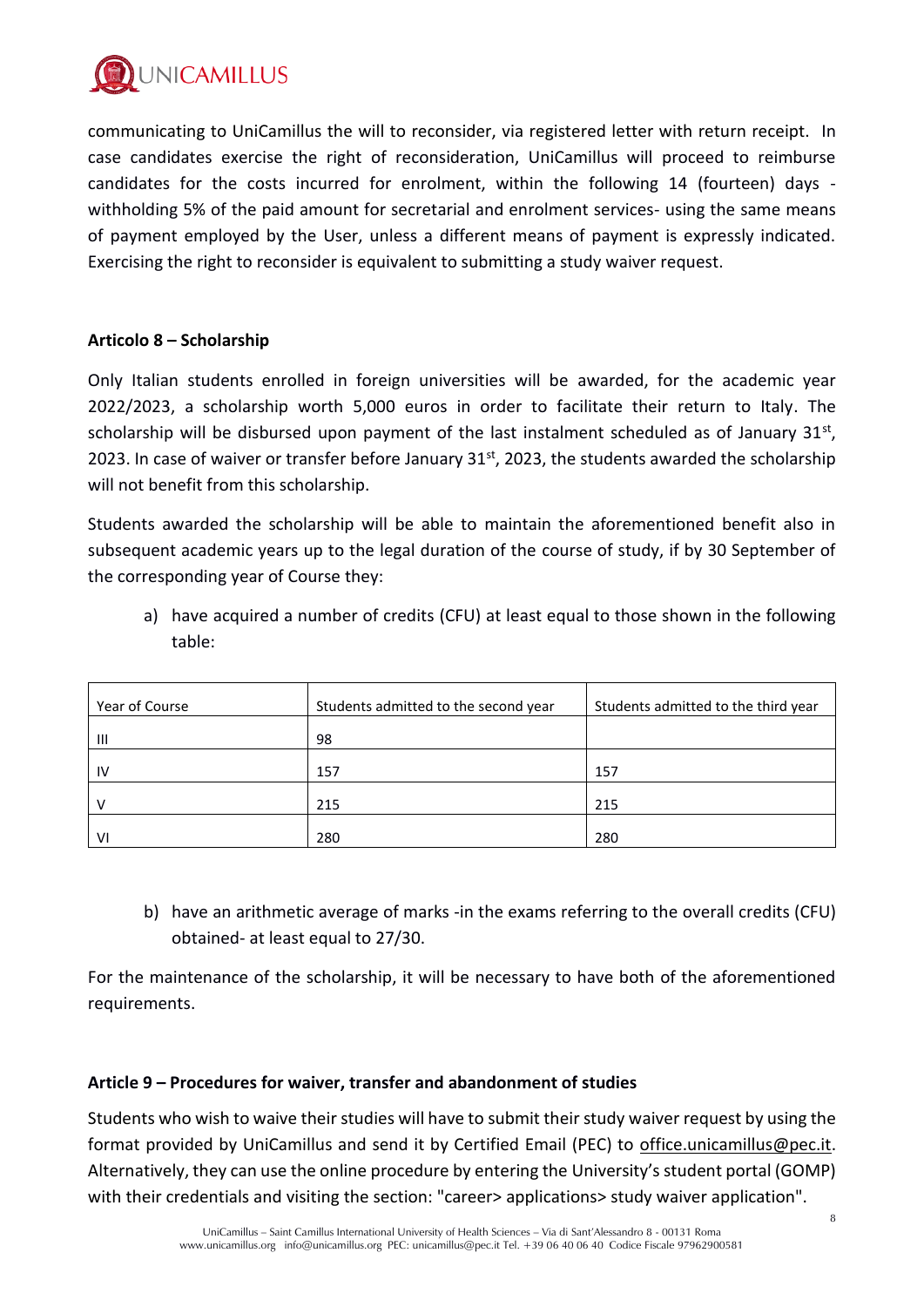communicating to UniCamillus the will to reconsider, via registered letter with return receipt. In case candidates exercise the right of reconsideration, UniCamillus will proceed to reimburse candidates for the costs incurred for enrolment, within the following 14 (fourteen) days - withholding 5% of the paid amount for secretarial and enrolment services- using the same means of payment employed by the User, unless a different means of payment is expressly indicated. Exercising the right to reconsider is equivalent to submitting a study waiver request.

### Articolo 8 – Scholarship

Only Italian students enrolled in foreign universities will be awarded, for the academic year 2022/2023, a scholarship worth 5,000 euros in order to facilitate their return to Italy. The scholarship will be disbursed upon payment of the last instalment scheduled as of January 31st, 2023. In case of waiver or transfer before January 31st, 2023, the students awarded the scholarship will not benefit from this scholarship.

Students awarded the scholarship will be able to maintain the aforementioned benefit also in subsequent academic years up to the legal duration of the course of study, if by 30 September of the corresponding year of Course they:

a) have acquired a number of credits (CFU) at least equal to those shown in the following table:

| Year of Course | Students admitted to the second year | Students admitted to the third year |
|---|---|---|
| III | 98 | |
| IV | 157 | 157 |
| V | 215 | 215 |
| VI | 280 | 280 |

b) have an arithmetic average of marks -in the exams referring to the overall credits (CFU) obtained- at least equal to 27/30.

For the maintenance of the scholarship, it will be necessary to have both of the aforementioned requirements.

### Article 9 – Procedures for waiver, transfer and abandonment of studies

Students who wish to waive their studies will have to submit their study waiver request by using the format provided by UniCamillus and send it by Certified Email (PEC) to office.unicamillus@pec.it. Alternatively, they can use the online procedure by entering the University's student portal (GOMP) with their credentials and visiting the section: "career> applications> study waiver application".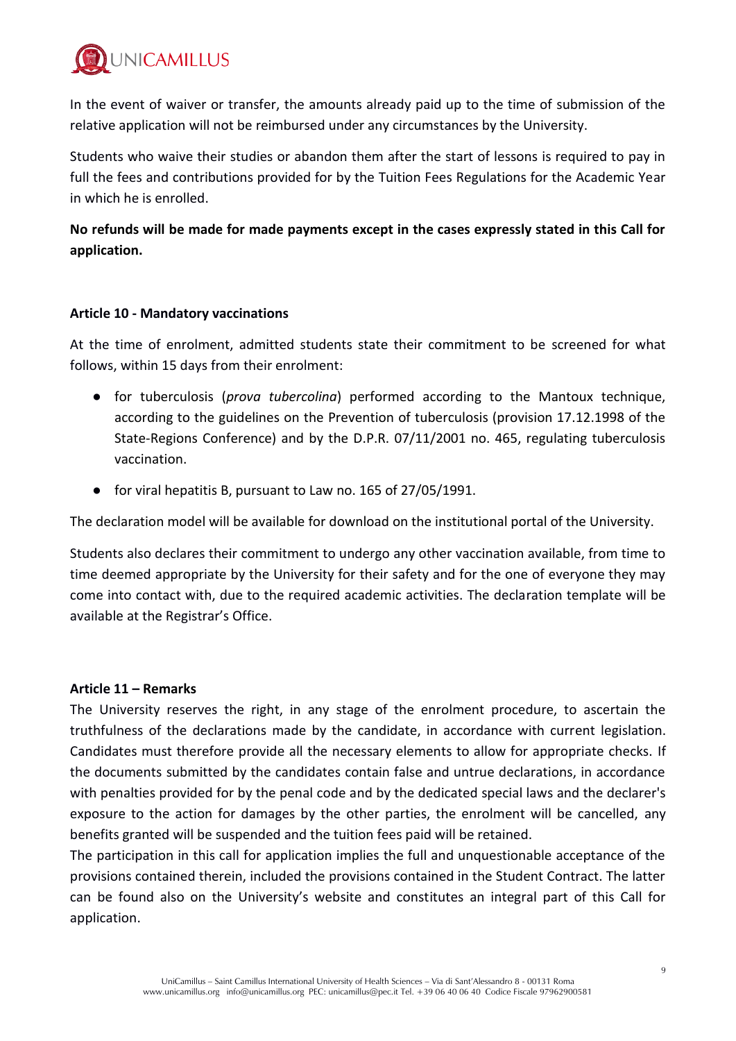In the event of waiver or transfer, the amounts already paid up to the time of submission of the relative application will not be reimbursed under any circumstances by the University.

Students who waive their studies or abandon them after the start of lessons is required to pay in full the fees and contributions provided for by the Tuition Fees Regulations for the Academic Year in which he is enrolled.

**No refunds will be made for made payments except in the cases expressly stated in this Call for application.**

#### Article 10 - Mandatory vaccinations

At the time of enrolment, admitted students state their commitment to be screened for what follows, within 15 days from their enrolment:

- for tuberculosis (*prova tubercolina*) performed according to the Mantoux technique, according to the guidelines on the Prevention of tuberculosis (provision 17.12.1998 of the State-Regions Conference) and by the D.P.R. 07/11/2001 no. 465, regulating tuberculosis vaccination.
- for viral hepatitis B, pursuant to Law no. 165 of 27/05/1991.

The declaration model will be available for download on the institutional portal of the University.

Students also declares their commitment to undergo any other vaccination available, from time to time deemed appropriate by the University for their safety and for the one of everyone they may come into contact with, due to the required academic activities. The declaration template will be available at the Registrar's Office.

#### Article 11 – Remarks

The University reserves the right, in any stage of the enrolment procedure, to ascertain the truthfulness of the declarations made by the candidate, in accordance with current legislation. Candidates must therefore provide all the necessary elements to allow for appropriate checks. If the documents submitted by the candidates contain false and untrue declarations, in accordance with penalties provided for by the penal code and by the dedicated special laws and the declarer's exposure to the action for damages by the other parties, the enrolment will be cancelled, any benefits granted will be suspended and the tuition fees paid will be retained.

The participation in this call for application implies the full and unquestionable acceptance of the provisions contained therein, included the provisions contained in the Student Contract. The latter can be found also on the University's website and constitutes an integral part of this Call for application.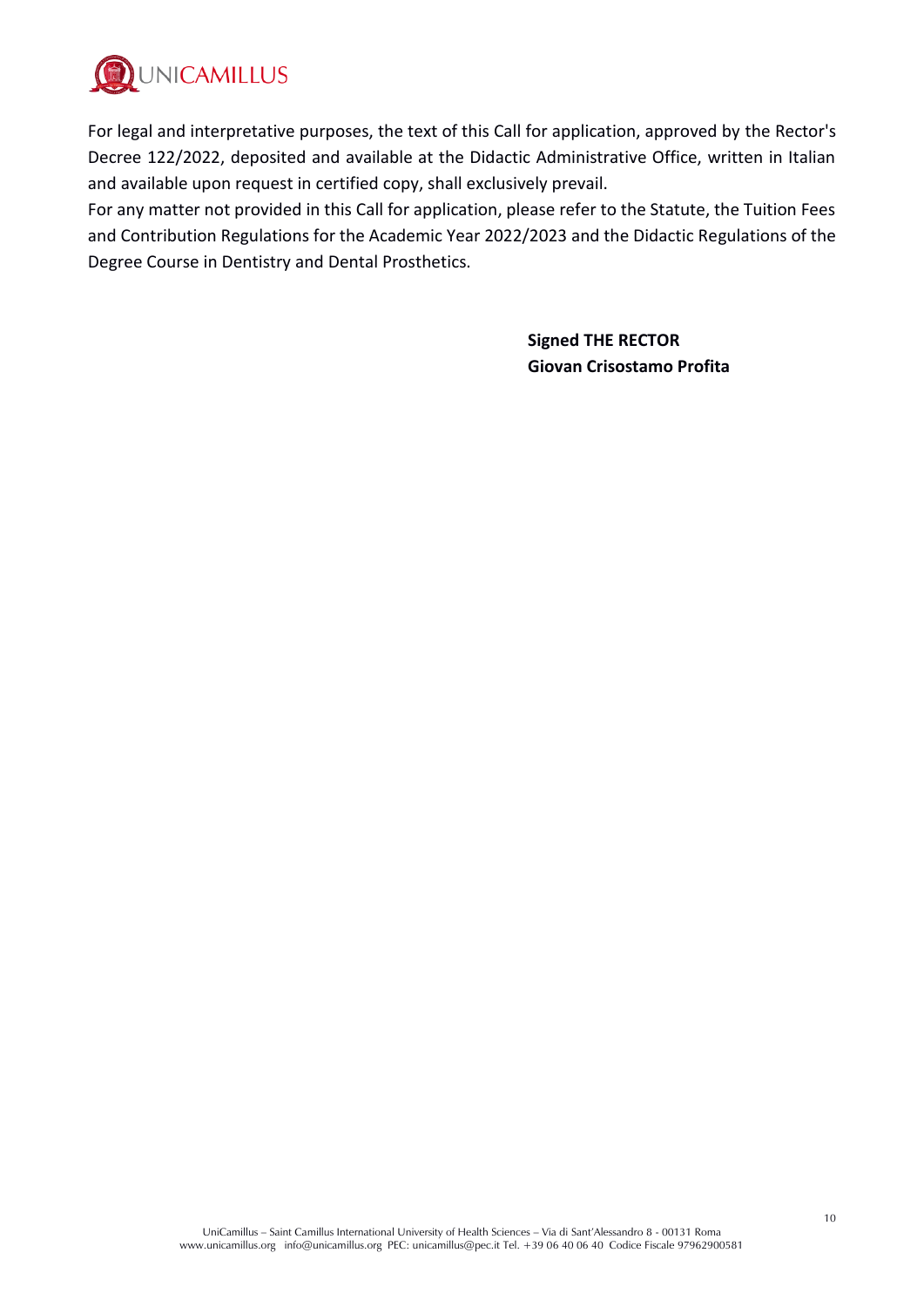For legal and interpretative purposes, the text of this Call for application, approved by the Rector's Decree 122/2022, deposited and available at the Didactic Administrative Office, written in Italian and available upon request in certified copy, shall exclusively prevail.

For any matter not provided in this Call for application, please refer to the Statute, the Tuition Fees and Contribution Regulations for the Academic Year 2022/2023 and the Didactic Regulations of the Degree Course in Dentistry and Dental Prosthetics.

**Signed THE RECTOR**
**Giovan Crisostamo Profita**